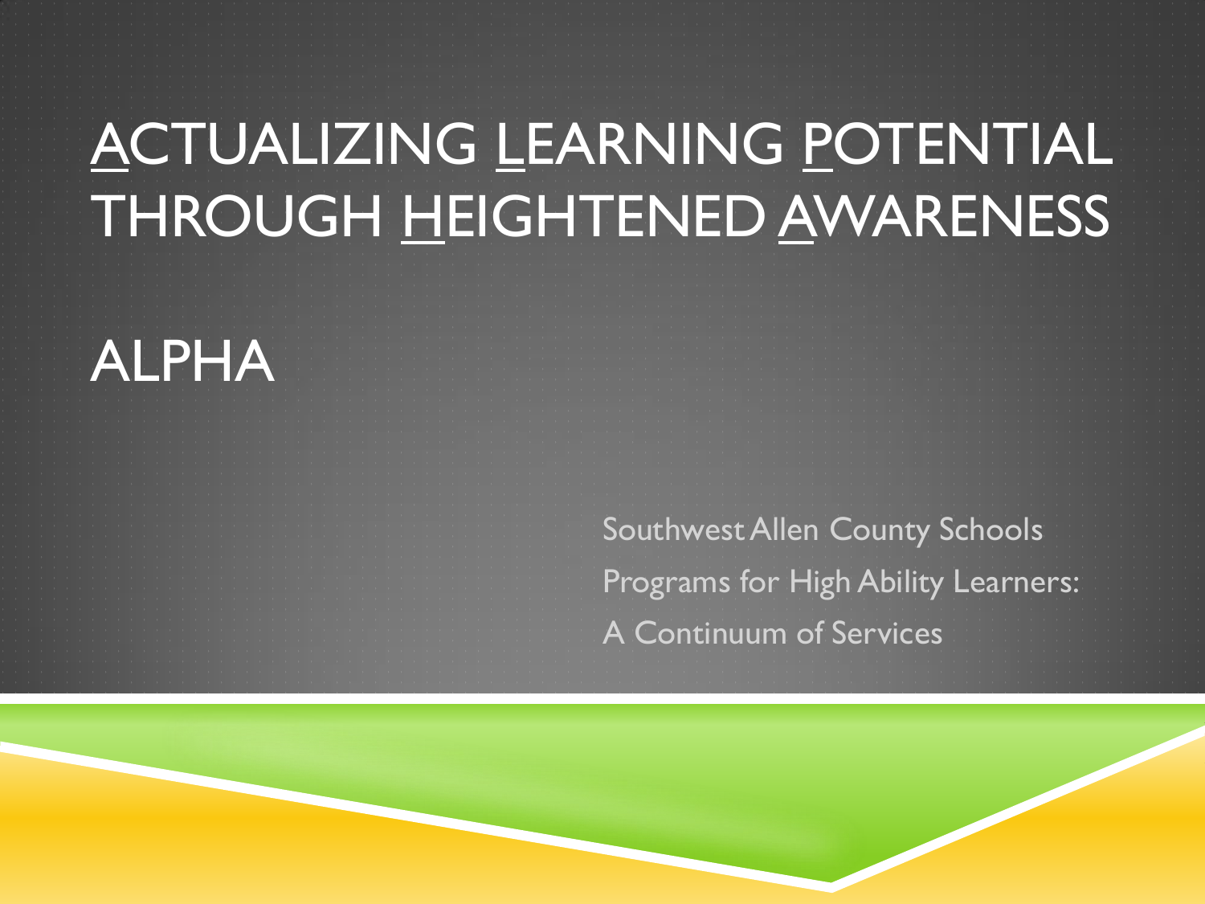# ACTUALIZING LEARNING POTENTIAL THROUGH HEIGHTENED AWARENESS

# ALPHA

Southwest Allen County Schools
Programs for High Ability Learners:
A Continuum of Services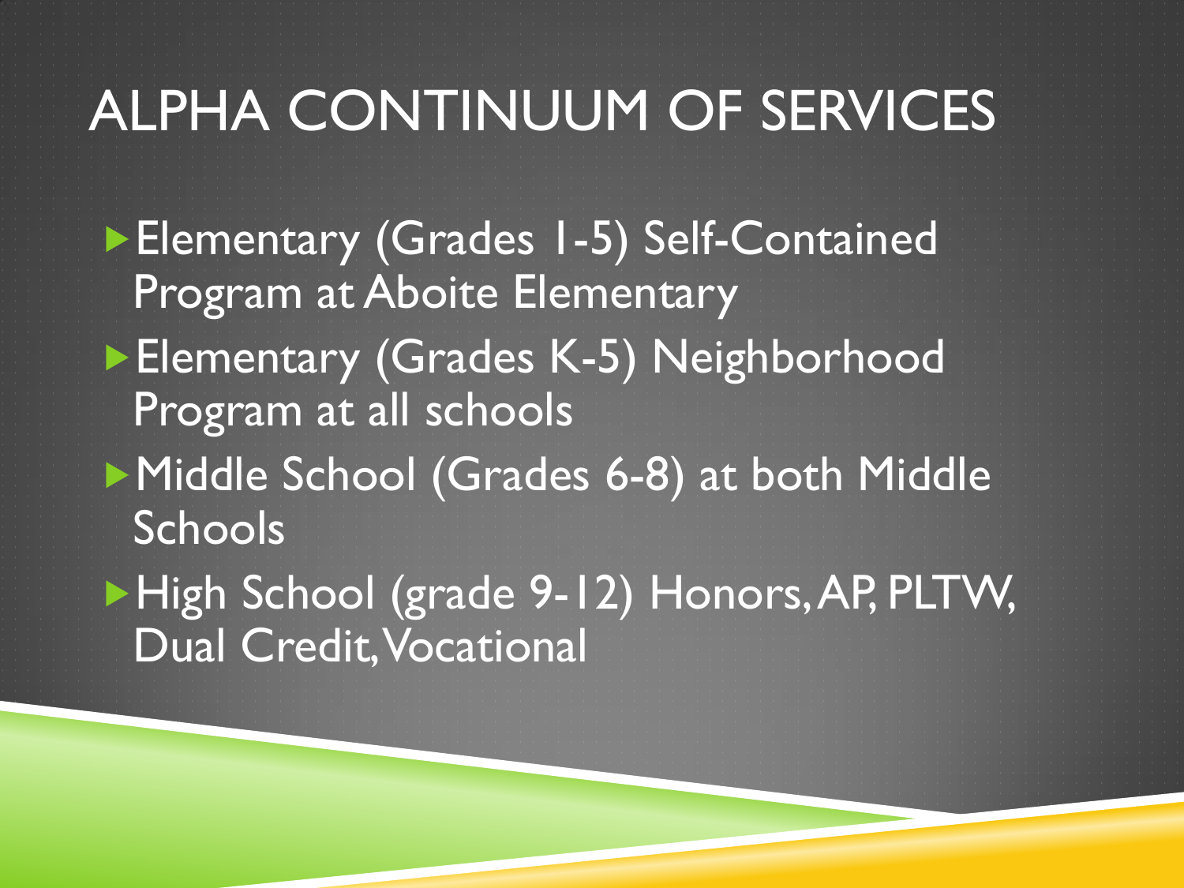# ALPHA CONTINUUM OF SERVICES

- Elementary (Grades 1-5) Self-Contained Program at Aboite Elementary
- Elementary (Grades K-5) Neighborhood Program at all schools
- Middle School (Grades 6-8) at both Middle Schools
- High School (grade 9-12) Honors, AP, PLTW, Dual Credit, Vocational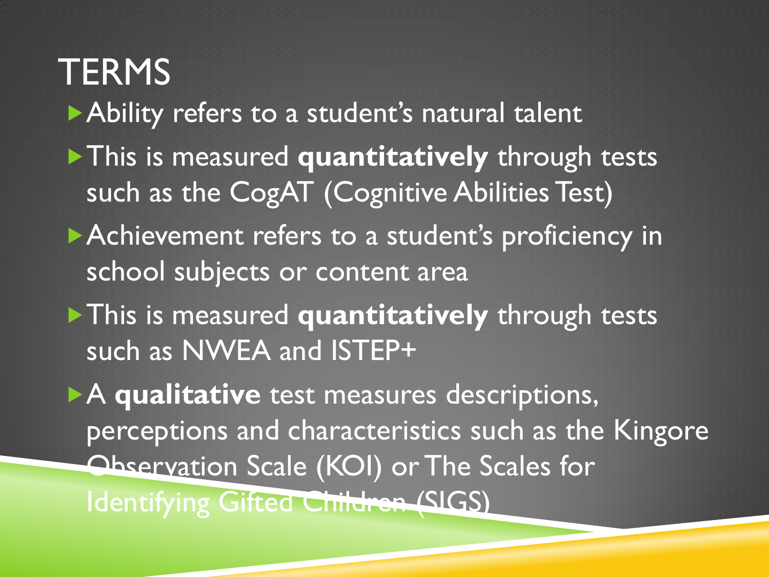# TERMS

- Ability refers to a student's natural talent
- This is measured **quantitatively** through tests such as the CogAT (Cognitive Abilities Test)
- Achievement refers to a student's proficiency in school subjects or content area
- This is measured **quantitatively** through tests such as NWEA and ISTEP+
- A **qualitative** test measures descriptions, perceptions and characteristics such as the Kingore Observation Scale (KOI) or The Scales for Identifying Gifted Children (SIGS)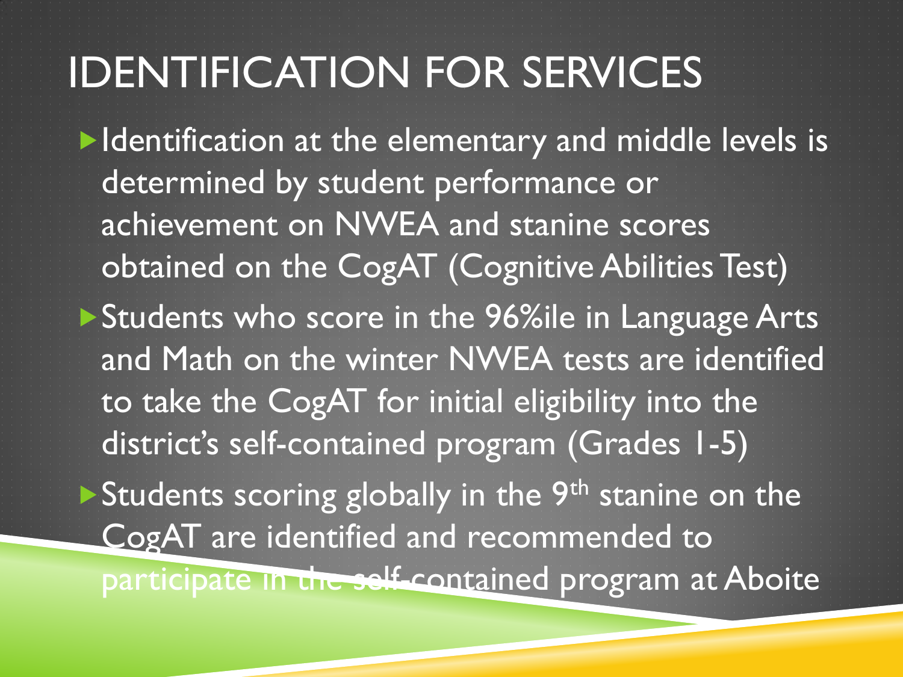# IDENTIFICATION FOR SERVICES

- Identification at the elementary and middle levels is determined by student performance or achievement on NWEA and stanine scores obtained on the CogAT (Cognitive Abilities Test)
- Students who score in the 96%ile in Language Arts and Math on the winter NWEA tests are identified to take the CogAT for initial eligibility into the district's self-contained program (Grades 1-5)
- Students scoring globally in the 9th stanine on the CogAT are identified and recommended to participate in the self-contained program at Aboite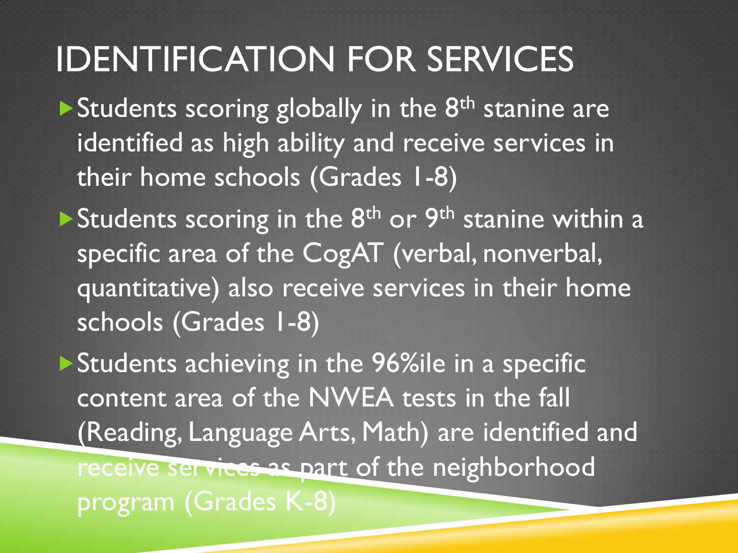# IDENTIFICATION FOR SERVICES

- Students scoring globally in the 8th stanine are identified as high ability and receive services in their home schools (Grades 1-8)
- Students scoring in the 8th or 9th stanine within a specific area of the CogAT (verbal, nonverbal, quantitative) also receive services in their home schools (Grades 1-8)
- Students achieving in the 96%ile in a specific content area of the NWEA tests in the fall (Reading, Language Arts, Math) are identified and receive services as part of the neighborhood program (Grades K-8)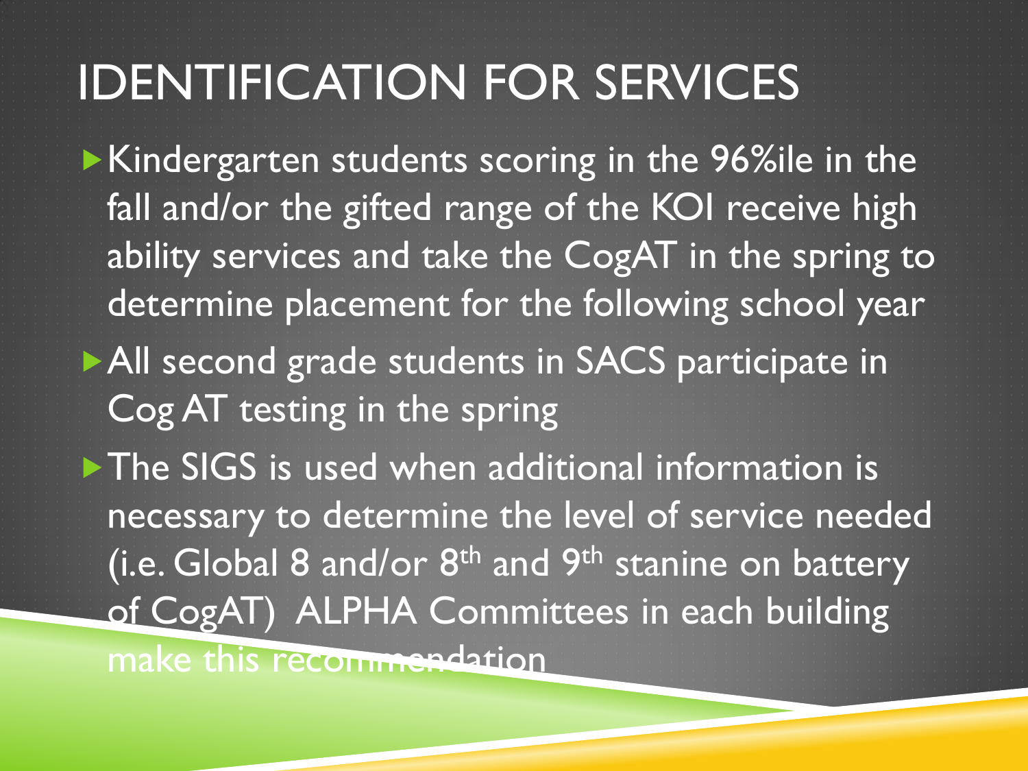# IDENTIFICATION FOR SERVICES

- Kindergarten students scoring in the 96%ile in the fall and/or the gifted range of the KOI receive high ability services and take the CogAT in the spring to determine placement for the following school year
- All second grade students in SACS participate in Cog AT testing in the spring
- The SIGS is used when additional information is necessary to determine the level of service needed (i.e. Global 8 and/or 8th and 9th stanine on battery of CogAT) ALPHA Committees in each building make this recommendation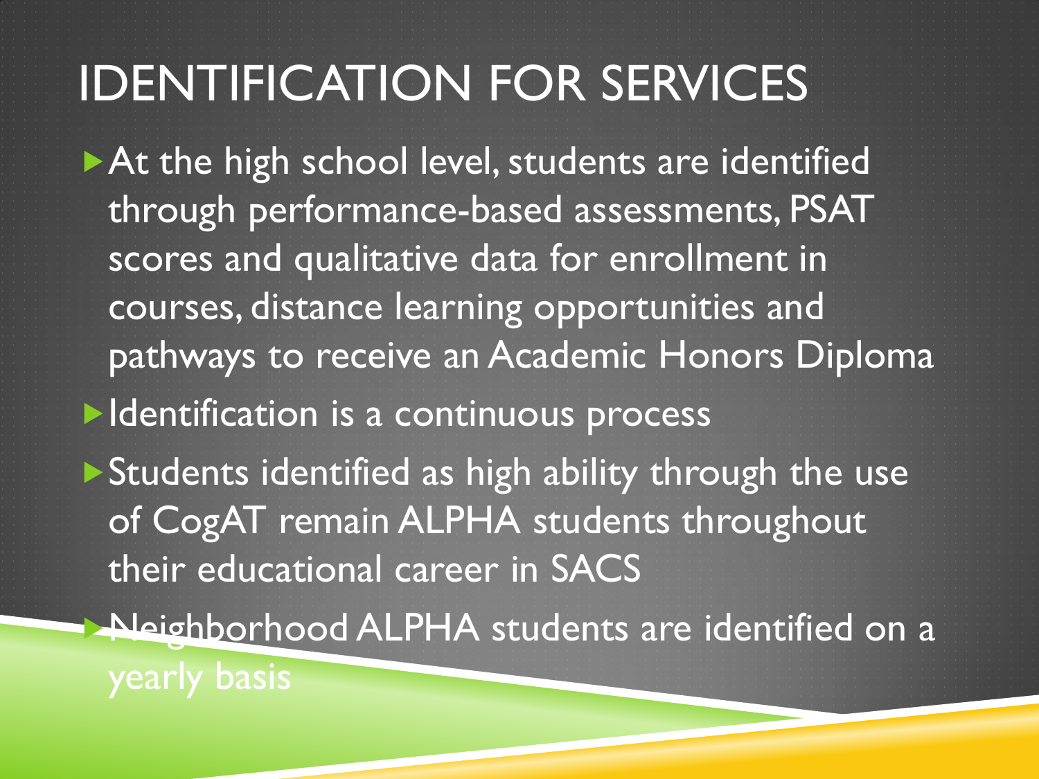# IDENTIFICATION FOR SERVICES

- At the high school level, students are identified through performance-based assessments, PSAT scores and qualitative data for enrollment in courses, distance learning opportunities and pathways to receive an Academic Honors Diploma
- Identification is a continuous process
- Students identified as high ability through the use of CogAT remain ALPHA students throughout their educational career in SACS
- Neighborhood ALPHA students are identified on a yearly basis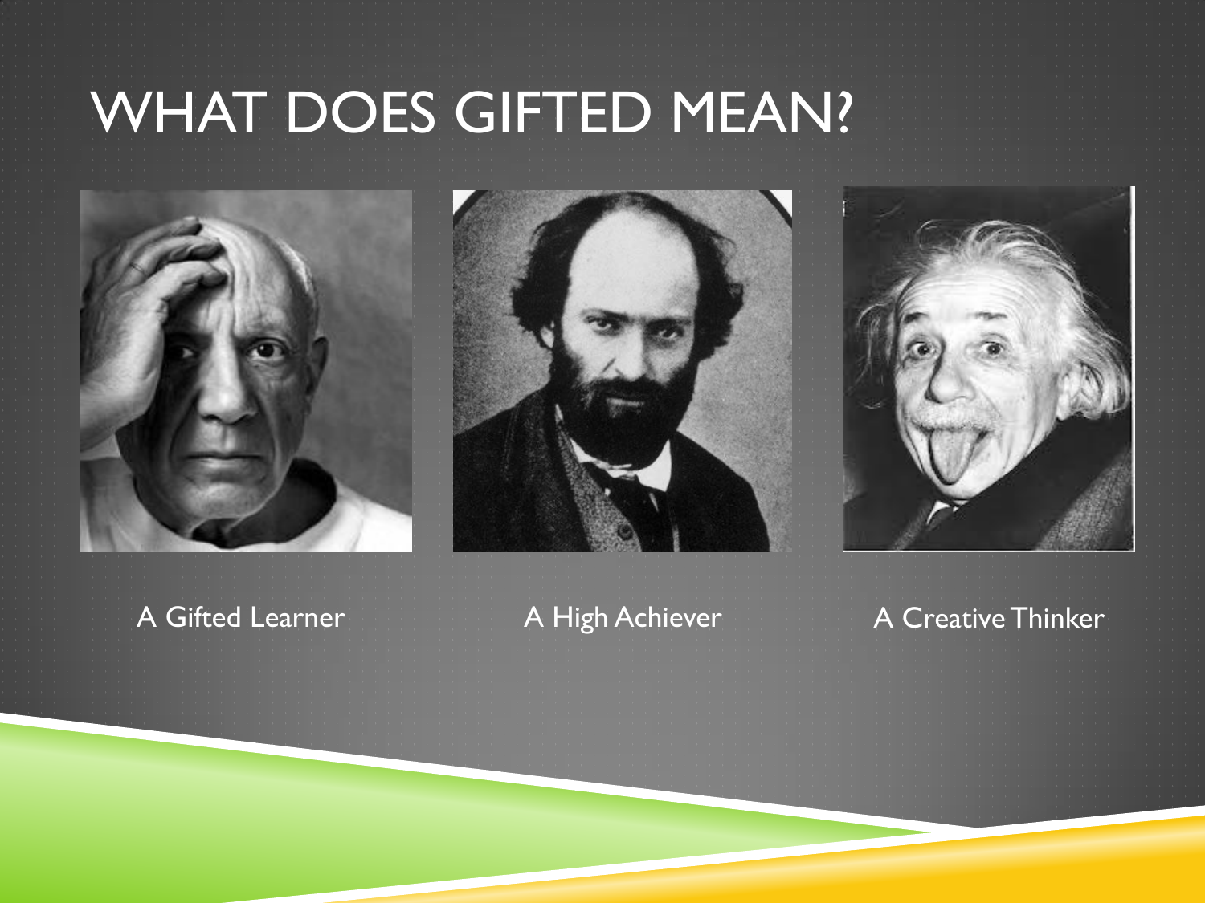# WHAT DOES GIFTED MEAN?

A Gifted Learner

A High Achiever

A Creative Thinker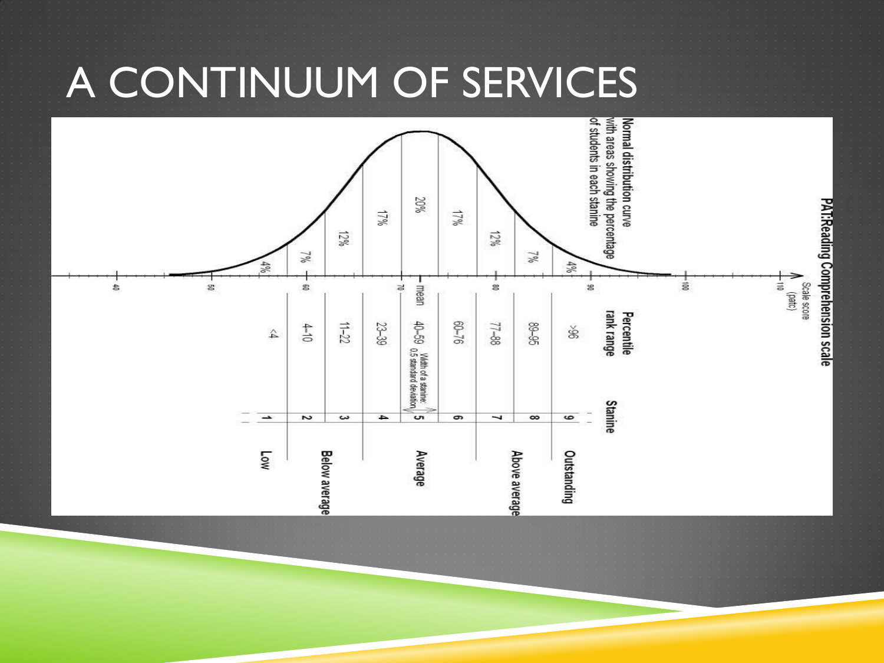# A CONTINUUM OF SERVICES

**PAT:Reading Comprehension scale**

Normal distribution curve with areas showing the percentage of students in each stanine

| Scale score (patc) | Percentage of students | Percentile rank range | Stanine | |
|---|---|---|---|---|
| | 4% | <4 | 1 | Low |
| | 7% | 4–10 | 2 | Below average |
| | 12% | 11–22 | 3 | Below average |
| | 17% | 23–39 | 4 | Average |
| mean | 20% | 40–59 | 5 | Average |
| | 17% | 60–76 | 6 | Average |
| | 12% | 77–88 | 7 | Above average |
| | 7% | 89–95 | 8 | Above average |
| | 4% | >96 | 9 | Outstanding |

Scale score axis: 40, 50, 60, 70, 80, 90, 100, 110

Width of a stanine: 0.5 standard deviation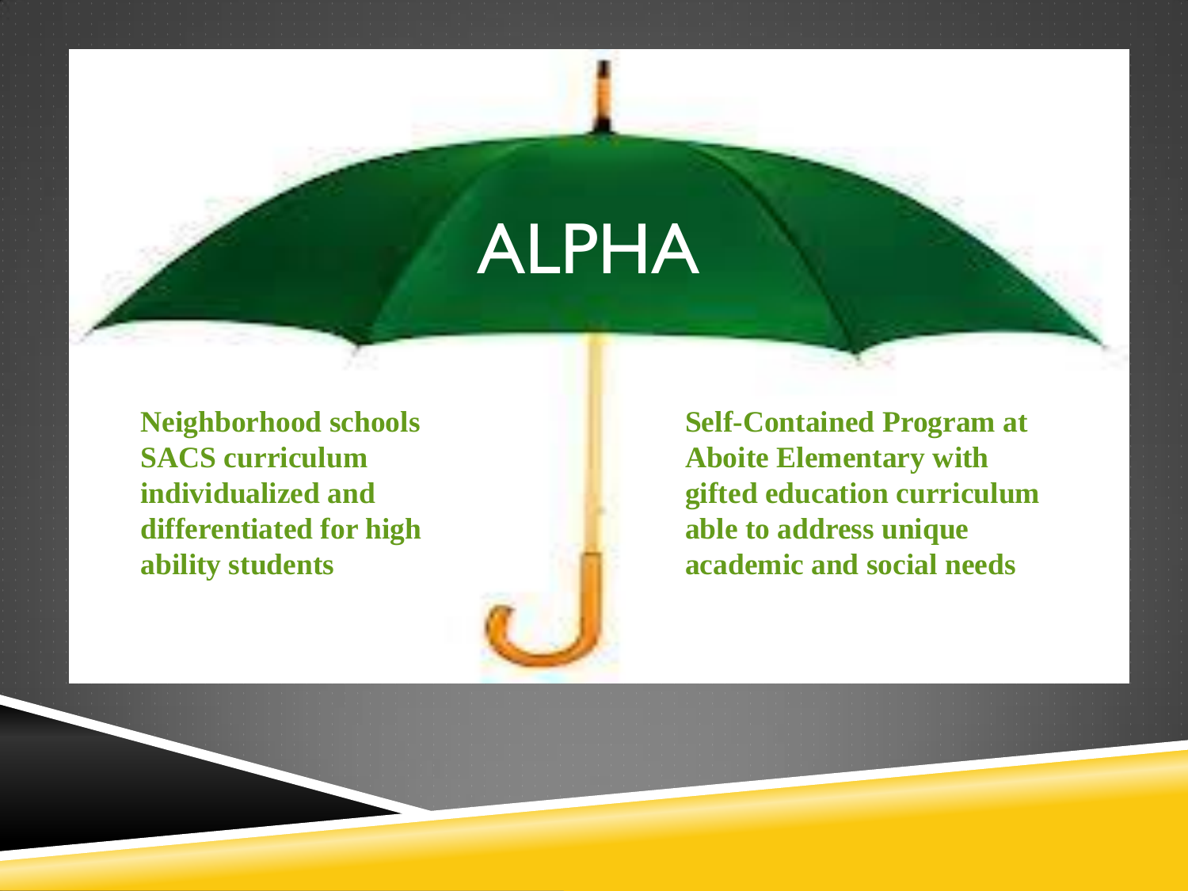# ALPHA

**Neighborhood schools SACS curriculum individualized and differentiated for high ability students**

**Self-Contained Program at Aboite Elementary with gifted education curriculum able to address unique academic and social needs**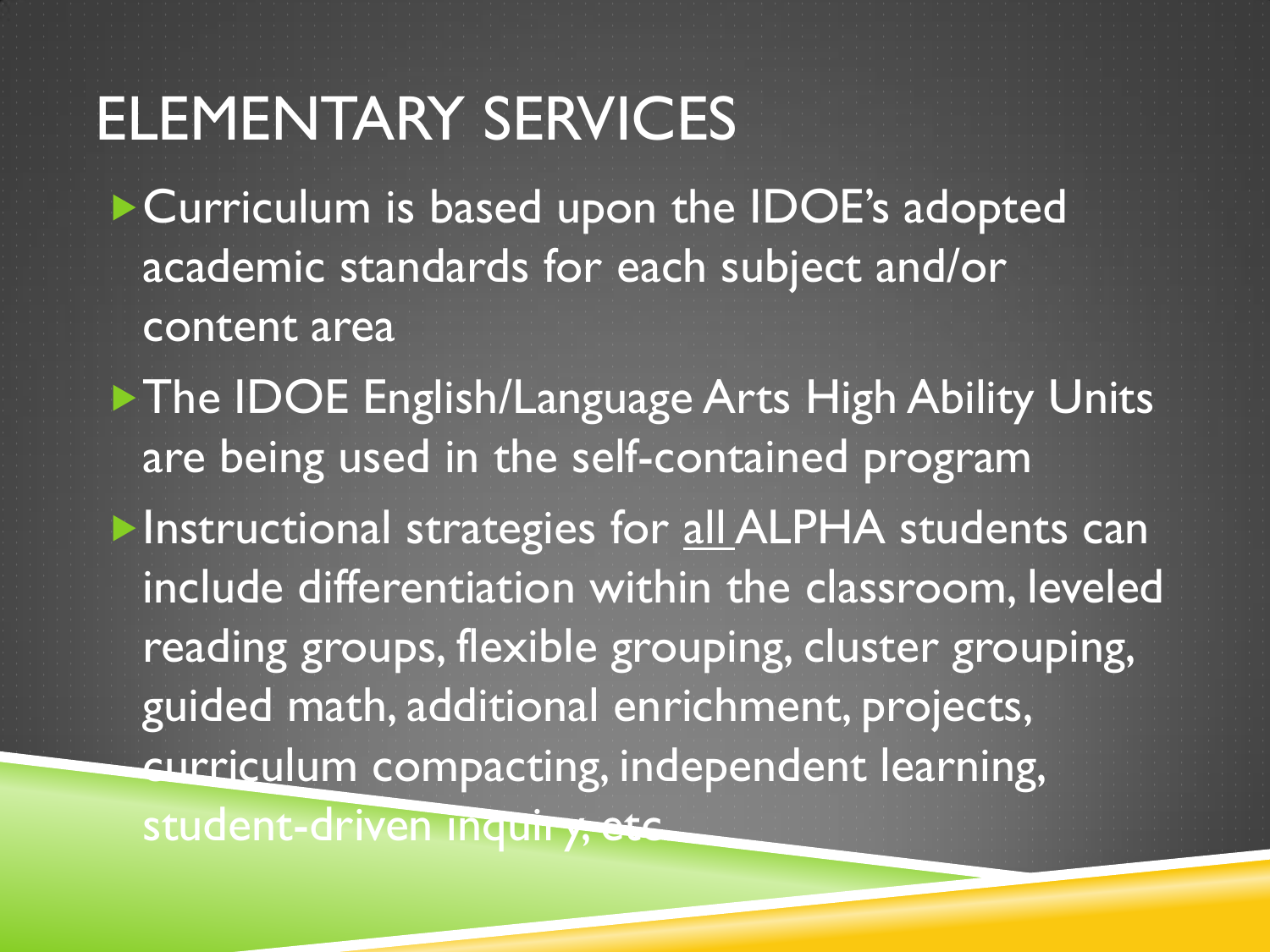# ELEMENTARY SERVICES

- Curriculum is based upon the IDOE's adopted academic standards for each subject and/or content area
- The IDOE English/Language Arts High Ability Units are being used in the self-contained program
- Instructional strategies for all ALPHA students can include differentiation within the classroom, leveled reading groups, flexible grouping, cluster grouping, guided math, additional enrichment, projects, curriculum compacting, independent learning, student-driven inquiry, etc.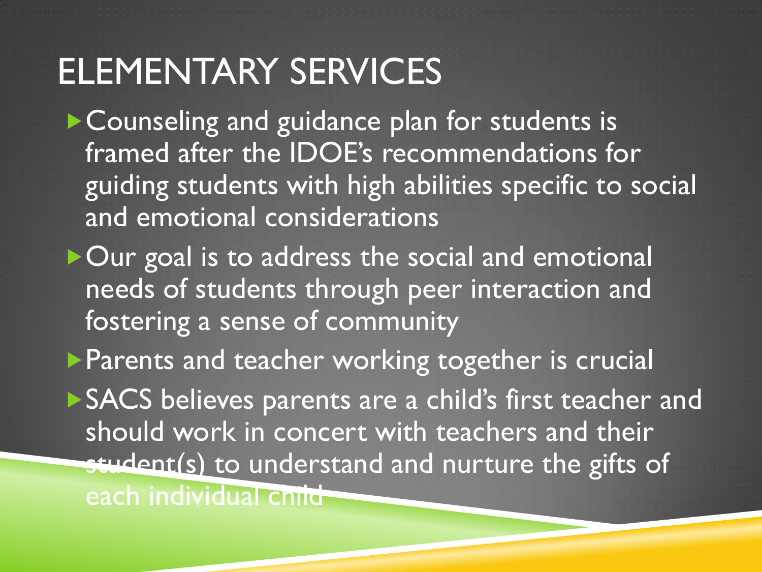# ELEMENTARY SERVICES

- Counseling and guidance plan for students is framed after the IDOE's recommendations for guiding students with high abilities specific to social and emotional considerations
- Our goal is to address the social and emotional needs of students through peer interaction and fostering a sense of community
- Parents and teacher working together is crucial
- SACS believes parents are a child's first teacher and should work in concert with teachers and their student(s) to understand and nurture the gifts of each individual child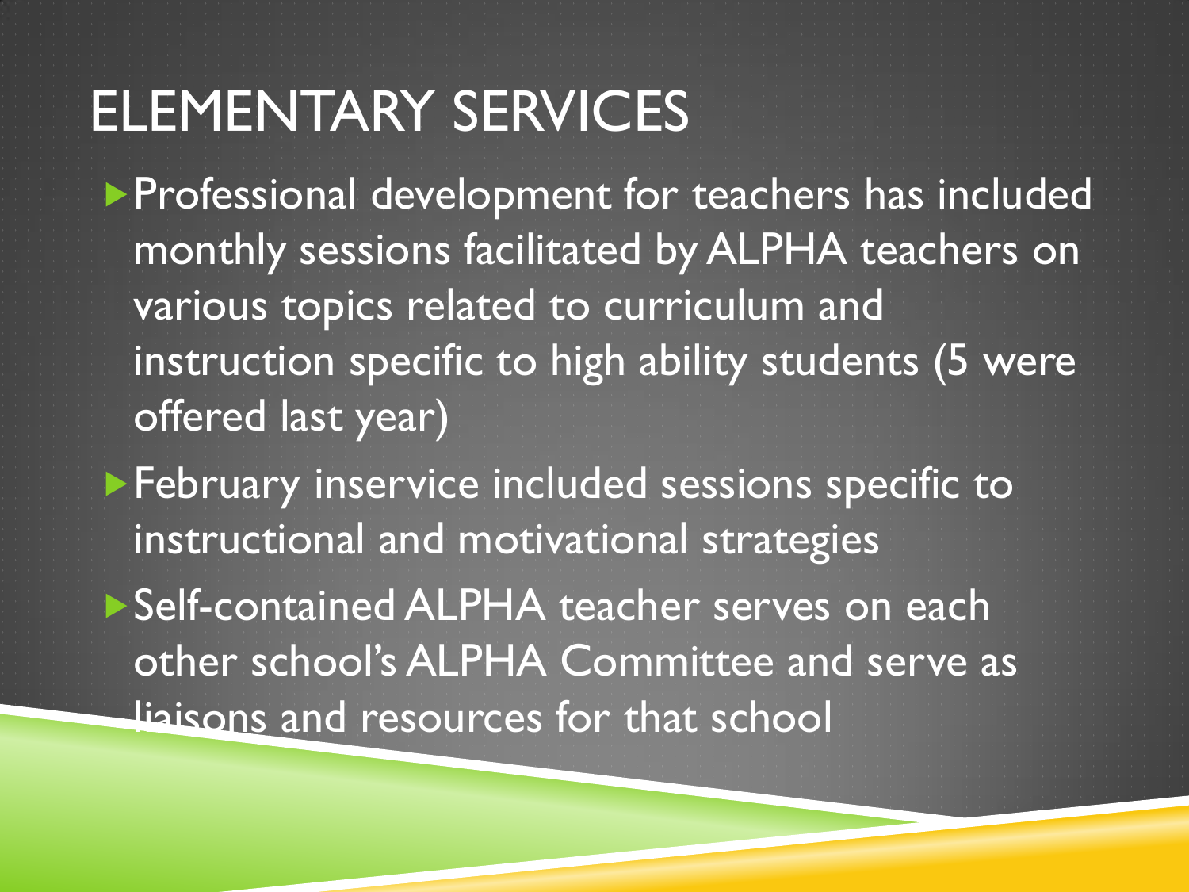# ELEMENTARY SERVICES

- Professional development for teachers has included monthly sessions facilitated by ALPHA teachers on various topics related to curriculum and instruction specific to high ability students (5 were offered last year)
- February inservice included sessions specific to instructional and motivational strategies
- Self-contained ALPHA teacher serves on each other school's ALPHA Committee and serve as liaisons and resources for that school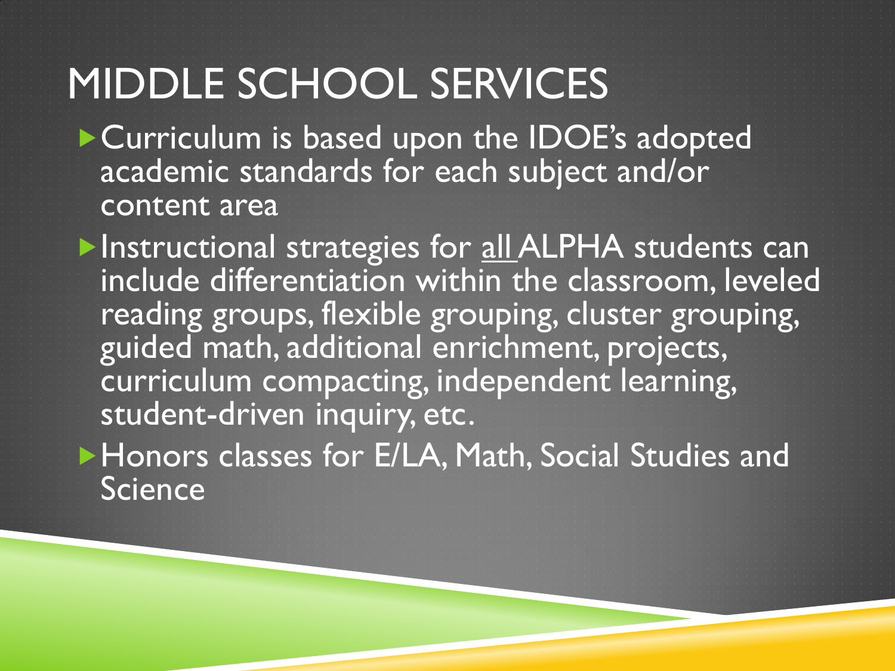# MIDDLE SCHOOL SERVICES

- Curriculum is based upon the IDOE's adopted academic standards for each subject and/or content area
- Instructional strategies for <u>all</u> ALPHA students can include differentiation within the classroom, leveled reading groups, flexible grouping, cluster grouping, guided math, additional enrichment, projects, curriculum compacting, independent learning, student-driven inquiry, etc.
- Honors classes for E/LA, Math, Social Studies and Science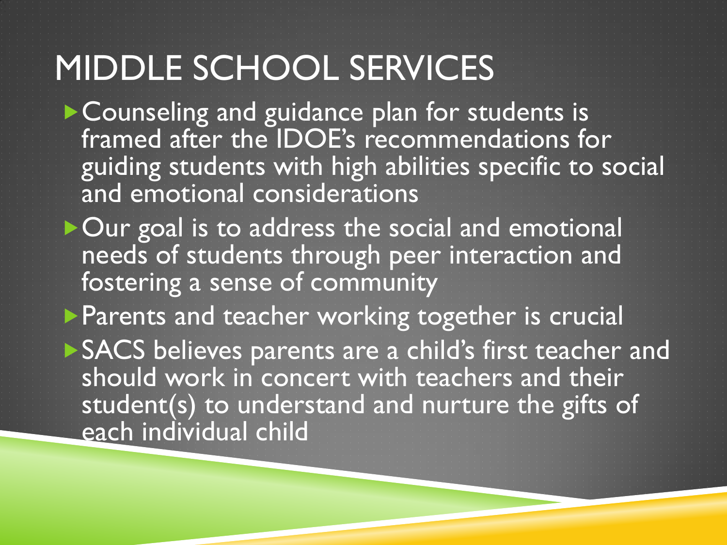# MIDDLE SCHOOL SERVICES

- Counseling and guidance plan for students is framed after the IDOE's recommendations for guiding students with high abilities specific to social and emotional considerations
- Our goal is to address the social and emotional needs of students through peer interaction and fostering a sense of community
- Parents and teacher working together is crucial
- SACS believes parents are a child's first teacher and should work in concert with teachers and their student(s) to understand and nurture the gifts of each individual child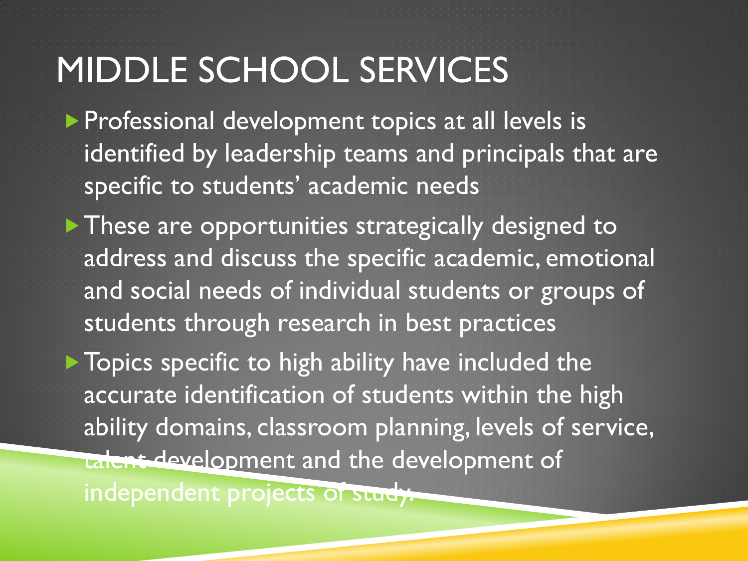# MIDDLE SCHOOL SERVICES

- Professional development topics at all levels is identified by leadership teams and principals that are specific to students' academic needs
- These are opportunities strategically designed to address and discuss the specific academic, emotional and social needs of individual students or groups of students through research in best practices
- Topics specific to high ability have included the accurate identification of students within the high ability domains, classroom planning, levels of service, talent development and the development of independent projects of study.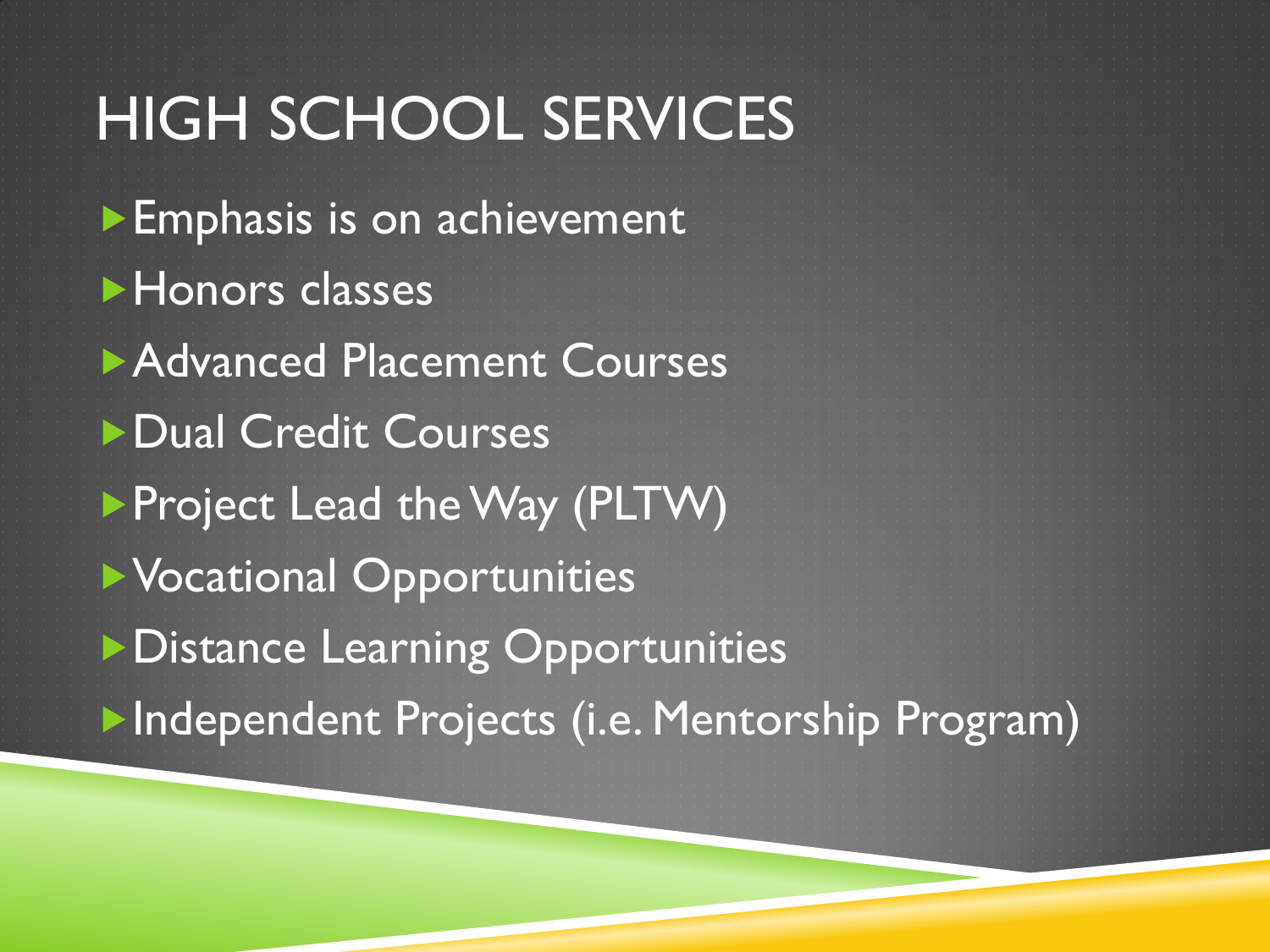# HIGH SCHOOL SERVICES

- Emphasis is on achievement
- Honors classes
- Advanced Placement Courses
- Dual Credit Courses
- Project Lead the Way (PLTW)
- Vocational Opportunities
- Distance Learning Opportunities
- Independent Projects (i.e. Mentorship Program)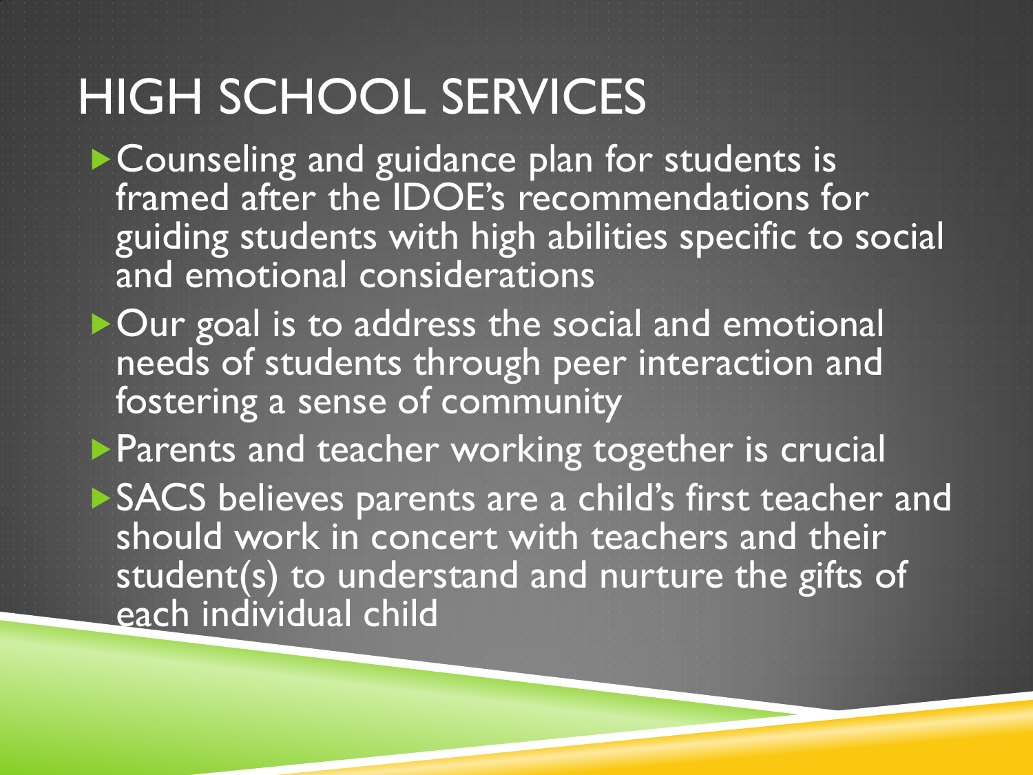# HIGH SCHOOL SERVICES

- Counseling and guidance plan for students is framed after the IDOE's recommendations for guiding students with high abilities specific to social and emotional considerations
- Our goal is to address the social and emotional needs of students through peer interaction and fostering a sense of community
- Parents and teacher working together is crucial
- SACS believes parents are a child's first teacher and should work in concert with teachers and their student(s) to understand and nurture the gifts of each individual child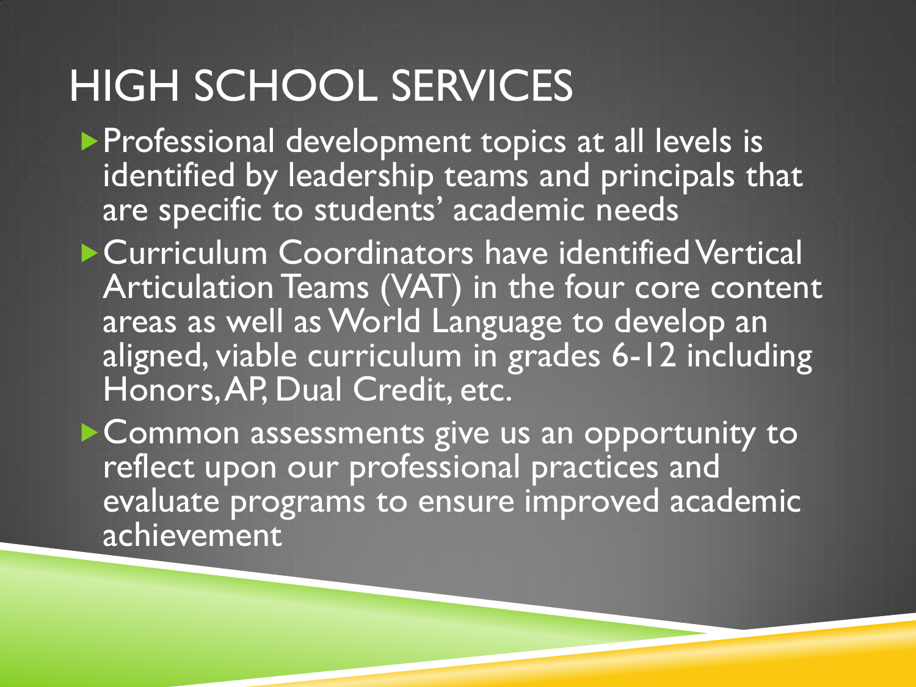# HIGH SCHOOL SERVICES

- Professional development topics at all levels is identified by leadership teams and principals that are specific to students' academic needs
- Curriculum Coordinators have identified Vertical Articulation Teams (VAT) in the four core content areas as well as World Language to develop an aligned, viable curriculum in grades 6-12 including Honors, AP, Dual Credit, etc.
- Common assessments give us an opportunity to reflect upon our professional practices and evaluate programs to ensure improved academic achievement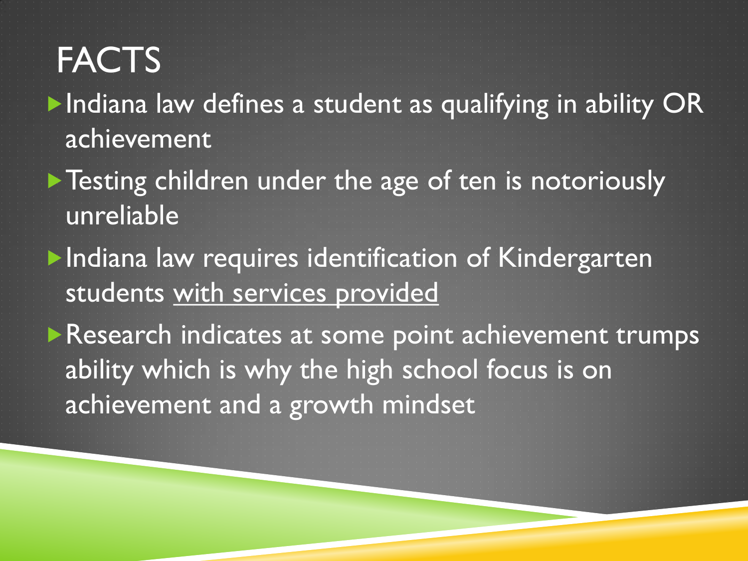# FACTS

- Indiana law defines a student as qualifying in ability OR achievement
- Testing children under the age of ten is notoriously unreliable
- Indiana law requires identification of Kindergarten students <u>with services provided</u>
- Research indicates at some point achievement trumps ability which is why the high school focus is on achievement and a growth mindset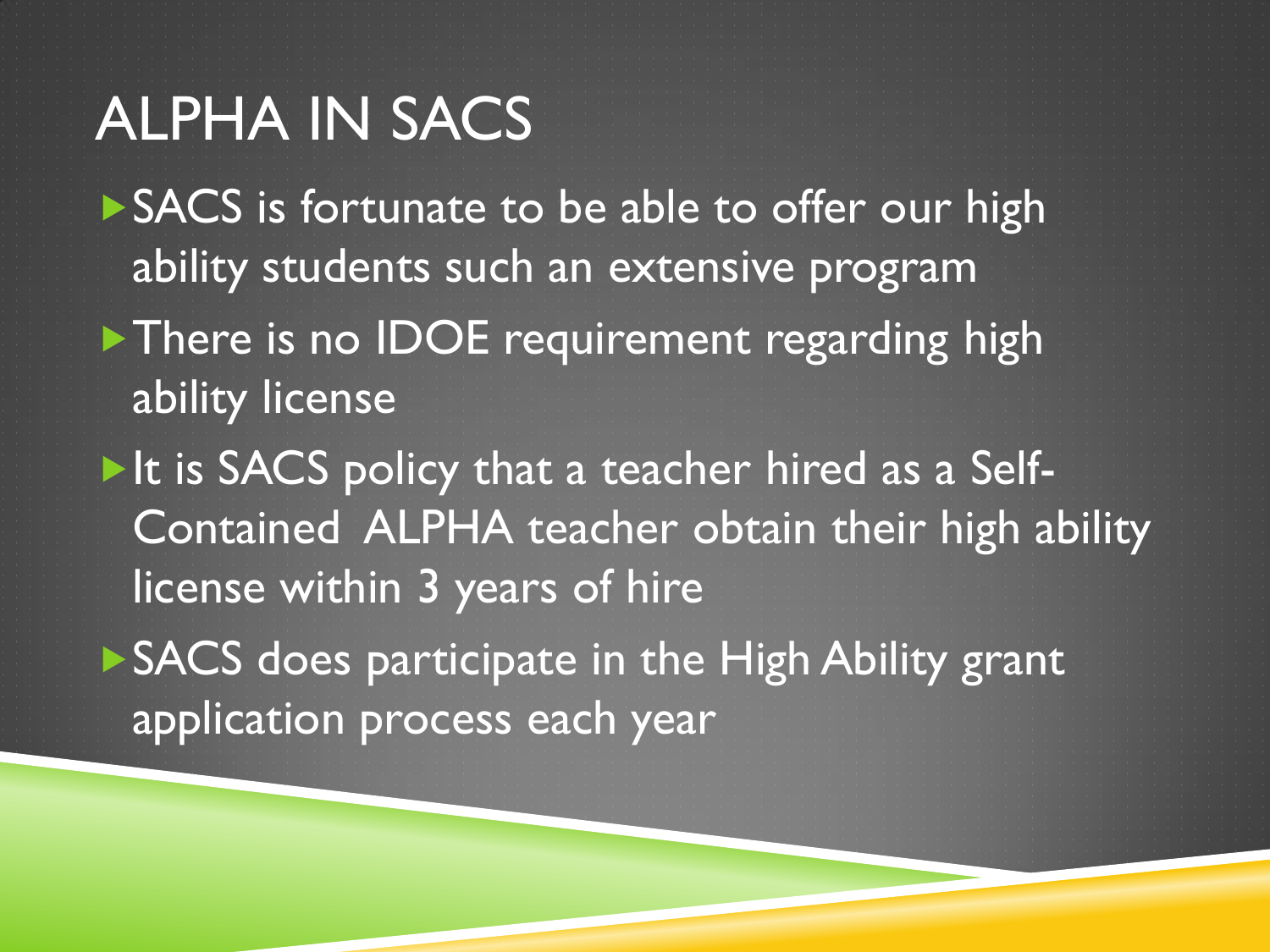# ALPHA IN SACS

- SACS is fortunate to be able to offer our high ability students such an extensive program
- There is no IDOE requirement regarding high ability license
- It is SACS policy that a teacher hired as a Self-Contained ALPHA teacher obtain their high ability license within 3 years of hire
- SACS does participate in the High Ability grant application process each year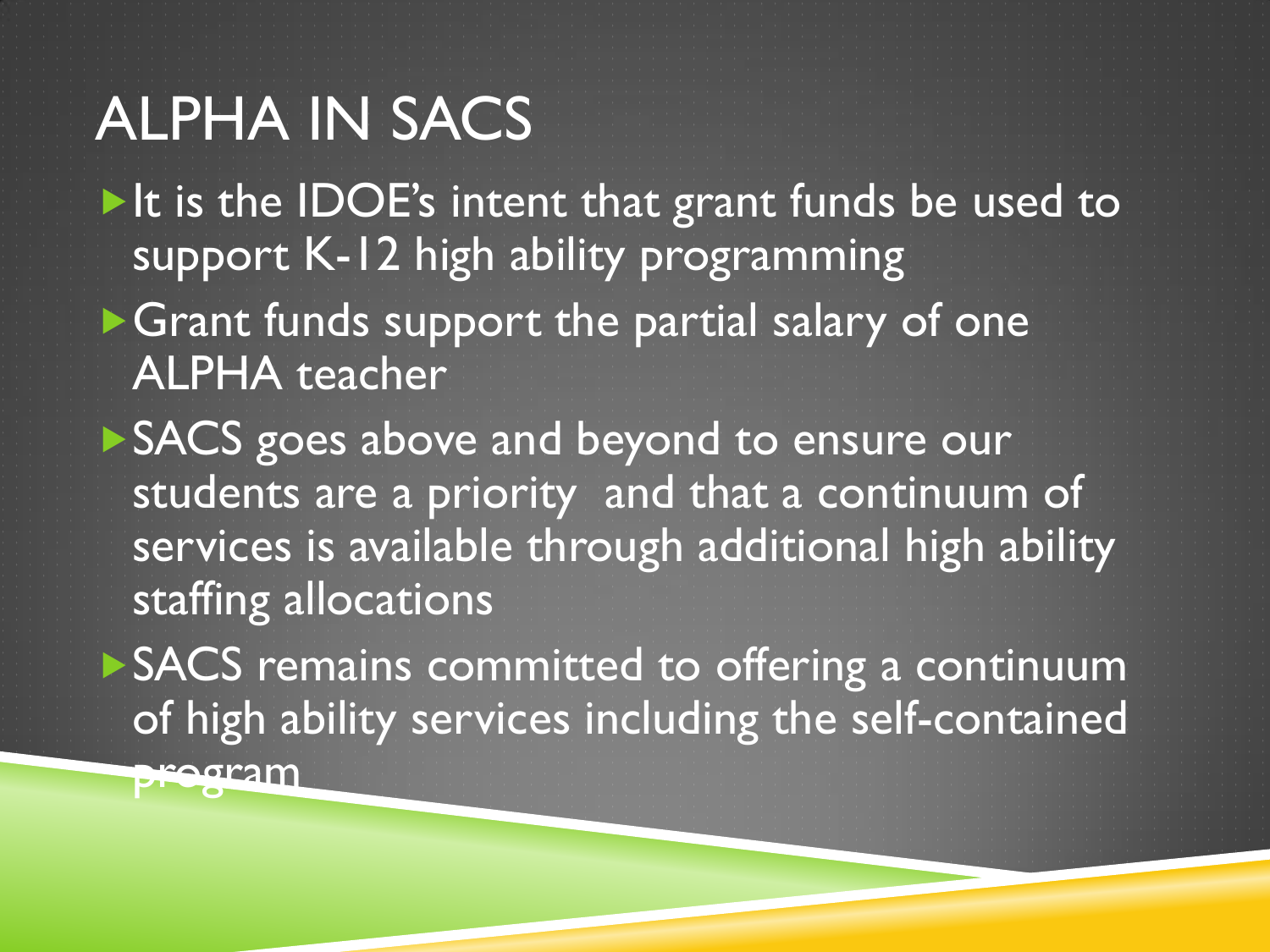# ALPHA IN SACS

- It is the IDOE's intent that grant funds be used to support K-12 high ability programming
- Grant funds support the partial salary of one ALPHA teacher
- SACS goes above and beyond to ensure our students are a priority and that a continuum of services is available through additional high ability staffing allocations
- SACS remains committed to offering a continuum of high ability services including the self-contained program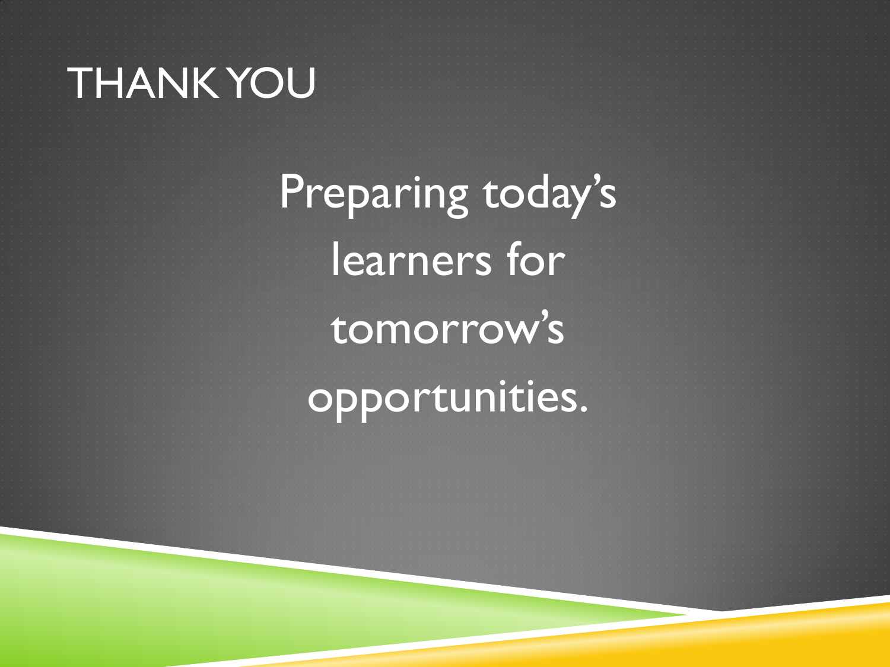# THANK YOU

Preparing today's learners for tomorrow's opportunities.